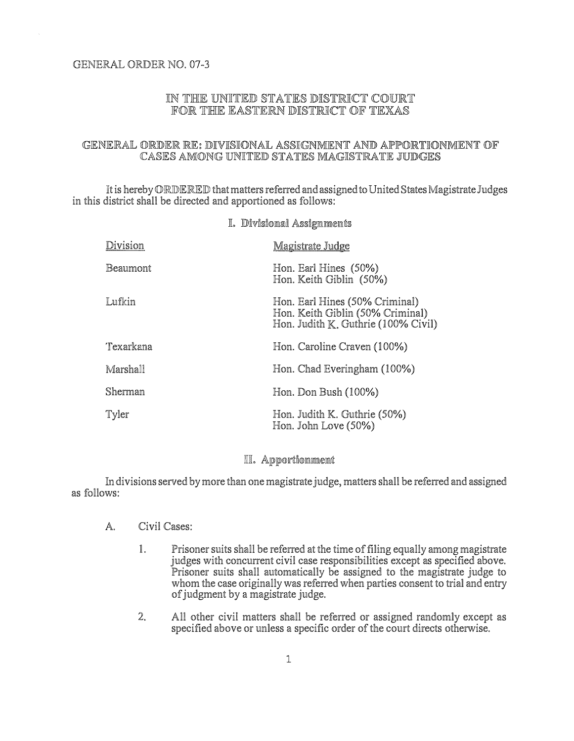GENERAL ORDER NO. 07-3

# IN THE UNITED STATES DISTRICT COURT FOR THE EASTERN DISTRICT OF TEXAS

## GENERAL ORDER RE: DIVISIONAL ASSIGNMENT AND APPORTIONMENT OF CASES AMONG UNITED STATES MAGISTRATE JUDGES

It is hereby ORDERED that matters referred and assigned to United States Magistrate Judges in this district shall be directed and apportioned as follows:

### I. Divisional Assignments

| Division | Magistrate Judge |
|---|---|
| Beaumont | Hon. Earl Hines (50%)<br>Hon. Keith Giblin (50%) |
| Lufkin | Hon. Earl Hines (50% Criminal)<br>Hon. Keith Giblin (50% Criminal)<br>Hon. Judith K. Guthrie (100% Civil) |
| Texarkana | Hon. Caroline Craven (100%) |
| Marshall | Hon. Chad Everingham (100%) |
| Sherman | Hon. Don Bush (100%) |
| Tyler | Hon. Judith K. Guthrie (50%)<br>Hon. John Love (50%) |

### II. Apportionment

In divisions served by more than one magistrate judge, matters shall be referred and assigned as follows:

A. Civil Cases:

1. Prisoner suits shall be referred at the time of filing equally among magistrate judges with concurrent civil case responsibilities except as specified above. Prisoner suits shall automatically be assigned to the magistrate judge to whom the case originally was referred when parties consent to trial and entry of judgment by a magistrate judge.

2. All other civil matters shall be referred or assigned randomly except as specified above or unless a specific order of the court directs otherwise.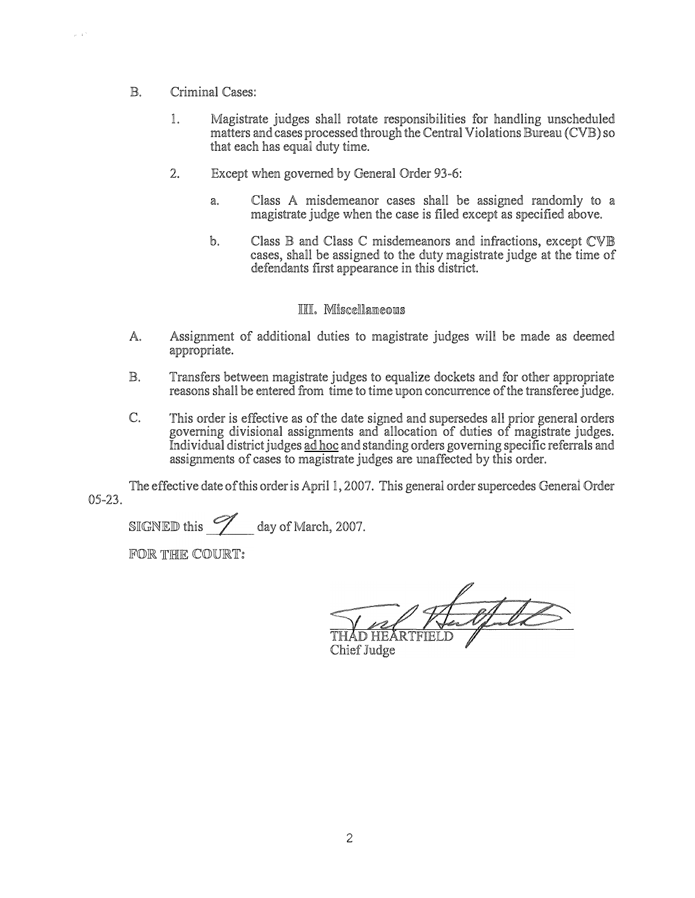B. Criminal Cases:

1. Magistrate judges shall rotate responsibilities for handling unscheduled matters and cases processed through the Central Violations Bureau (CVB) so that each has equal duty time.

2. Except when governed by General Order 93-6:

   a. Class A misdemeanor cases shall be assigned randomly to a magistrate judge when the case is filed except as specified above.

   b. Class B and Class C misdemeanors and infractions, except CVB cases, shall be assigned to the duty magistrate judge at the time of defendants first appearance in this district.

## III. Miscellaneous

A. Assignment of additional duties to magistrate judges will be made as deemed appropriate.

B. Transfers between magistrate judges to equalize dockets and for other appropriate reasons shall be entered from time to time upon concurrence of the transferee judge.

C. This order is effective as of the date signed and supersedes all prior general orders governing divisional assignments and allocation of duties of magistrate judges. Individual district judges ad hoc and standing orders governing specific referrals and assignments of cases to magistrate judges are unaffected by this order.

The effective date of this order is April 1, 2007. This general order supercedes General Order 05-23.

SIGNED this 9 day of March, 2007.

FOR THE COURT:

THAD HEARTFIELD
Chief Judge